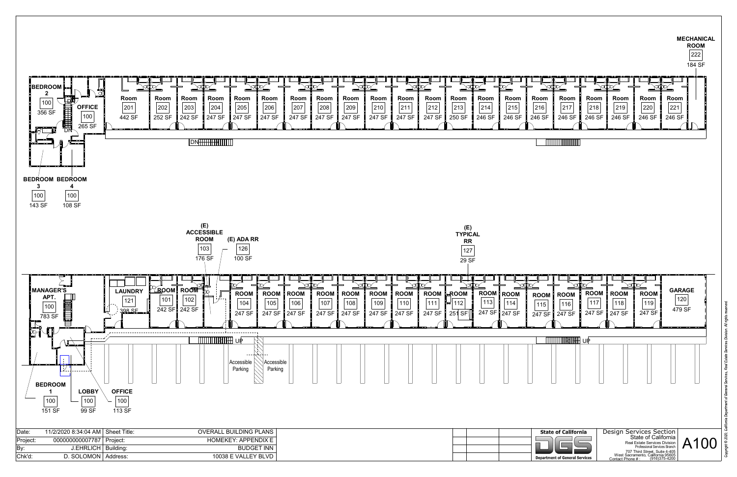# OVERALL BUILDING PLANS

## Second Floor

| Room | Number | Area |
|---|---|---|
| BEDROOM 2 | 100 | 356 SF |
| OFFICE | 100 | 265 SF |
| BEDROOM 3 | 100 | 143 SF |
| BEDROOM 4 | 100 | 108 SF |
| Room | 201 | 442 SF |
| Room | 202 | 252 SF |
| Room | 203 | 242 SF |
| Room | 204 | 247 SF |
| Room | 205 | 247 SF |
| Room | 206 | 247 SF |
| Room | 207 | 247 SF |
| Room | 208 | 247 SF |
| Room | 209 | 247 SF |
| Room | 210 | 247 SF |
| Room | 211 | 247 SF |
| Room | 212 | 247 SF |
| Room | 213 | 250 SF |
| Room | 214 | 246 SF |
| Room | 215 | 246 SF |
| Room | 216 | 246 SF |
| Room | 217 | 246 SF |
| Room | 218 | 246 SF |
| Room | 219 | 246 SF |
| Room | 220 | 246 SF |
| Room | 221 | 246 SF |
| MECHANICAL ROOM | 222 | 184 SF |

DN

## First Floor

| Room | Number | Area |
|---|---|---|
| MANAGER'S APT. | 100 | 783 SF |
| BEDROOM 1 | 100 | 151 SF |
| LOBBY | 100 | 99 SF |
| OFFICE | 100 | 113 SF |
| LAUNDRY | 121 | 398 SF |
| ROOM | 101 | 242 SF |
| ROOM | 102 | 242 SF |
| (E) ACCESSIBLE ROOM | 103 | 176 SF |
| (E) ADA RR | 126 | 100 SF |
| ROOM | 104 | 247 SF |
| ROOM | 105 | 247 SF |
| ROOM | 106 | 247 SF |
| ROOM | 107 | 247 SF |
| ROOM | 108 | 247 SF |
| ROOM | 109 | 247 SF |
| ROOM | 110 | 247 SF |
| ROOM | 111 | 247 SF |
| ROOM | 112 | 251 SF |
| (E) TYPICAL RR | 127 | 29 SF |
| ROOM | 113 | 247 SF |
| ROOM | 114 | 247 SF |
| ROOM | 115 | 247 SF |
| ROOM | 116 | 247 SF |
| ROOM | 117 | 247 SF |
| ROOM | 118 | 247 SF |
| ROOM | 119 | 247 SF |
| GARAGE | 120 | 479 SF |

UP

Accessible Parking | Accessible Parking

---

| | | | |
|---|---|---|---|
| Date: | 11/2/2020 8:34:04 AM | Sheet Title: | OVERALL BUILDING PLANS |
| Project: | 000000000007787 | Project: | HOMEKEY: APPENDIX E |
| By: | J.EHRLICH | Building: | BUDGET INN |
| Chk'd: | D. SOLOMON | Address: | 10038 E VALLEY BLVD |

State of California
DGS
Department of General Services

Design Services Section
State of California
Real Estate Services Division
Professional Services Branch
707 Third Street, Suite 4-405
West Sacramento, California 95605
Contact Phone # : (916)375-4200

A100

Copyright © 2020, California Department of General Services, Real Estate Services Division. All rights reserved.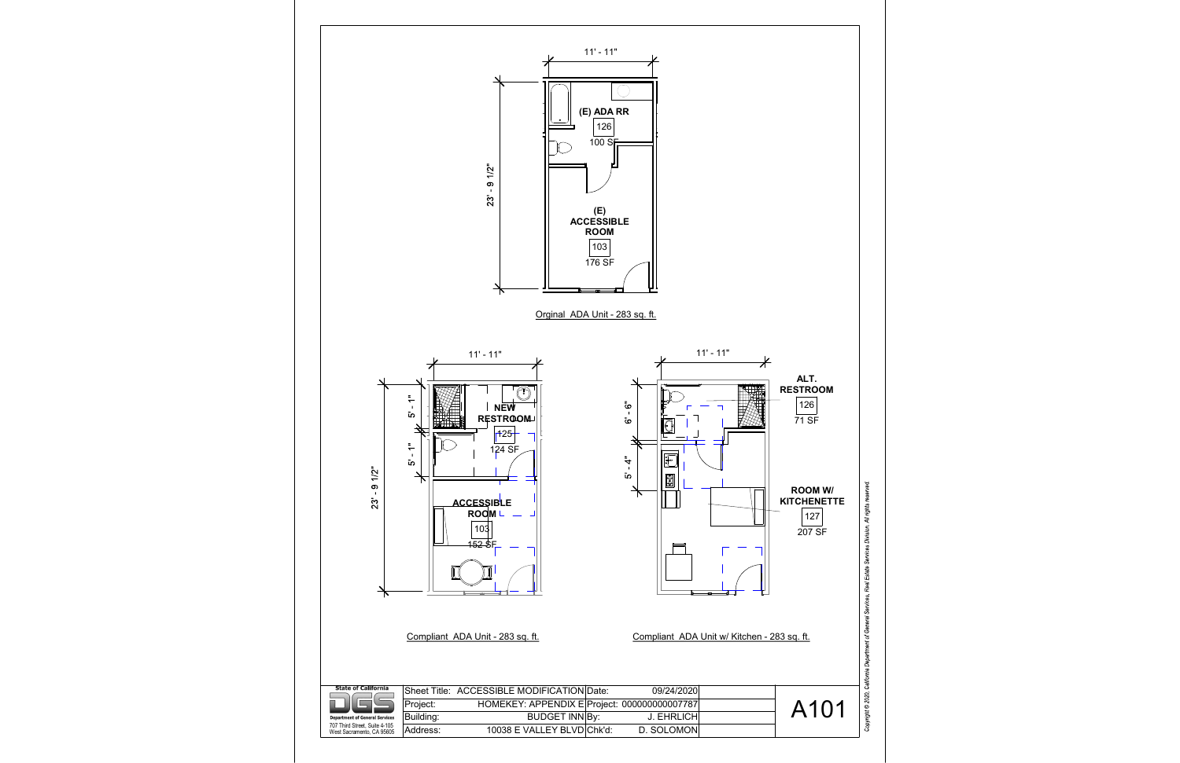11' - 11"

23' - 9 1/2"

(E) ADA RR
126
100 SF

(E) ACCESSIBLE ROOM
103
176 SF

Orginal ADA Unit - 283 sq. ft.

11' - 11"

23' - 9 1/2"

5' - 1"

5' - 1"

NEW RESTROOM
125
124 SF

ACCESSIBLE ROOM
103
152 SF

Compliant ADA Unit - 283 sq. ft.

11' - 11"

6' - 6"

5' - 4"

ALT. RESTROOM
126
71 SF

ROOM W/ KITCHENETTE
127
207 SF

Compliant ADA Unit w/ Kitchen - 283 sq. ft.

| State of California DGS Department of General Services 707 Third Street, Suite 4-105 West Sacramento, CA 95605 | Sheet Title: | ACCESSIBLE MODIFICATION | Date: | 09/24/2020 | | A101 |
|---|---|---|---|---|---|---|
| | Project: | HOMEKEY: APPENDIX E | Project: | 000000000007787 | | |
| | Building: | BUDGET INN | By: | J. EHRLICH | | |
| | Address: | 10038 E VALLEY BLVD | Chk'd: | D. SOLOMON | | |

Copyright © 2020, California Department of General Services, Real Estate Services Division. All rights reserved.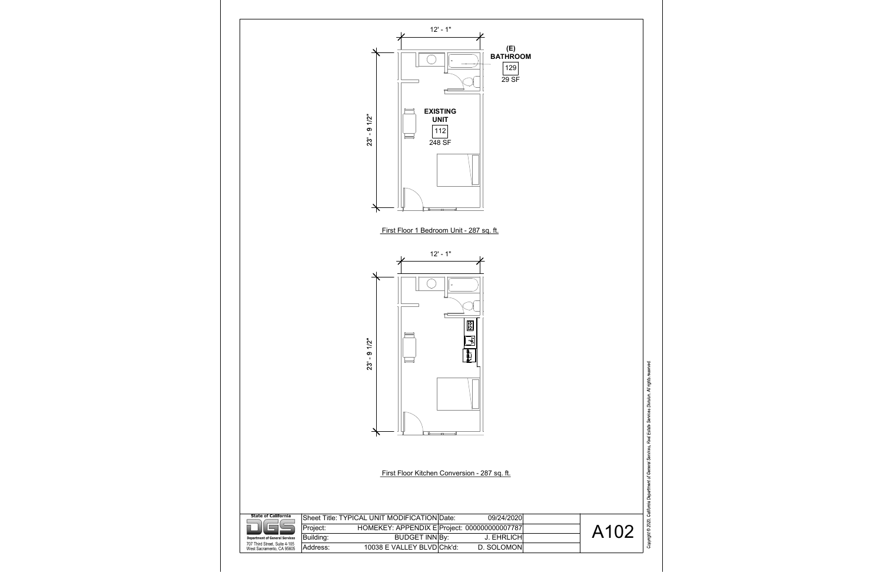12' - 1"

(E) BATHROOM

129

29 SF

23' - 9 1/2"

EXISTING UNIT

112

248 SF

First Floor 1 Bedroom Unit - 287 sq. ft.

12' - 1"

23' - 9 1/2"

First Floor Kitchen Conversion - 287 sq. ft.

| | | | | |
|---|---|---|---|---|
| State of California DGS Department of General Services 707 Third Street, Suite 4-105 West Sacramento, CA 95605 | Sheet Title: TYPICAL UNIT MODIFICATION | Date: 09/24/2020 | | A102 |
| | Project: HOMEKEY: APPENDIX E | Project: 000000000007787 | | |
| | Building: BUDGET INN | By: J. EHRLICH | | |
| | Address: 10038 E VALLEY BLVD | Chk'd: D. SOLOMON | | |

Copyright © 2020, California Department of General Services, Real Estate Services Division. All rights reserved.